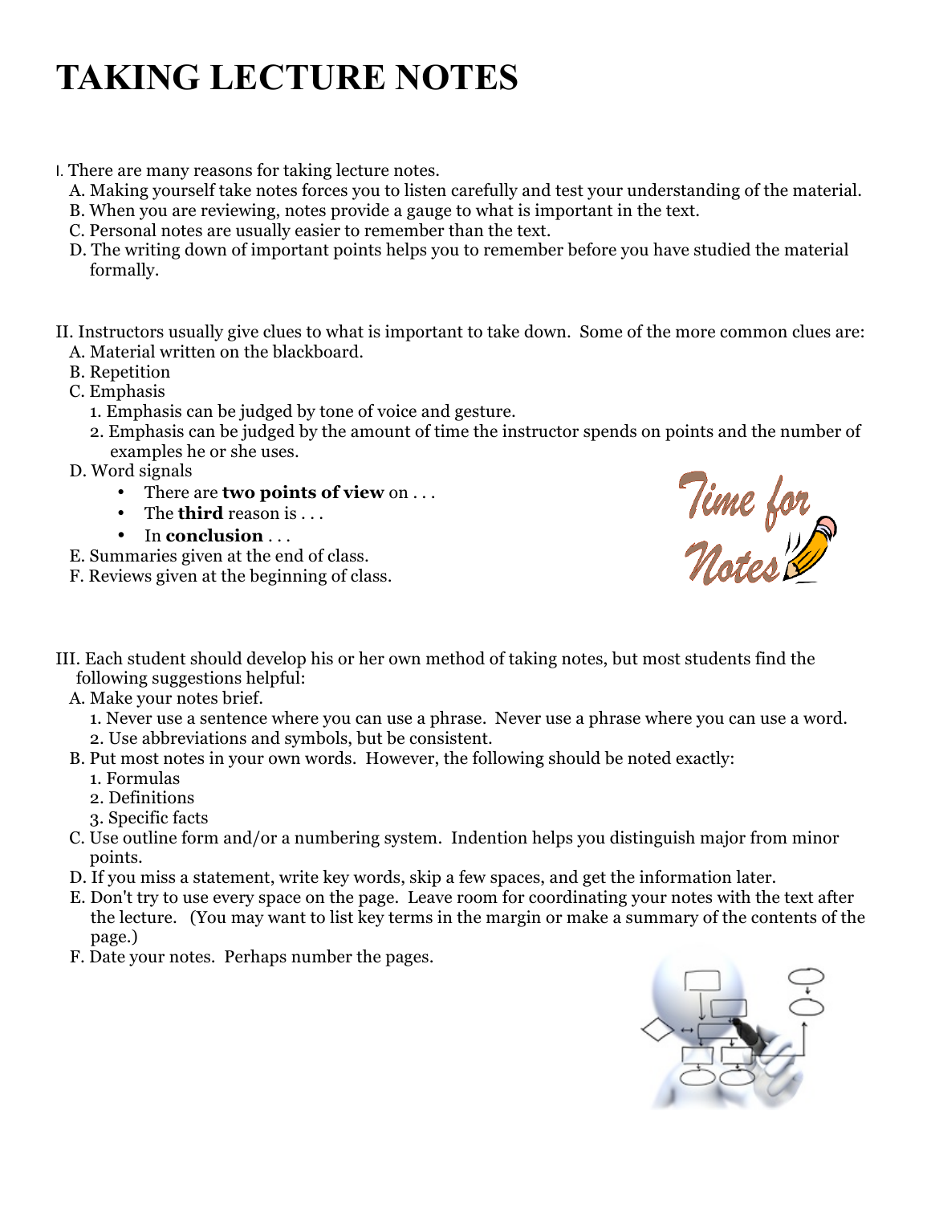# TAKING LECTURE NOTES

I. There are many reasons for taking lecture notes.
   A. Making yourself take notes forces you to listen carefully and test your understanding of the material.
   B. When you are reviewing, notes provide a gauge to what is important in the text.
   C. Personal notes are usually easier to remember than the text.
   D. The writing down of important points helps you to remember before you have studied the material formally.

II. Instructors usually give clues to what is important to take down. Some of the more common clues are:
   A. Material written on the blackboard.
   B. Repetition
   C. Emphasis
      1. Emphasis can be judged by tone of voice and gesture.
      2. Emphasis can be judged by the amount of time the instructor spends on points and the number of examples he or she uses.
   D. Word signals
      - There are **two points of view** on . . .
      - The **third** reason is . . .
      - In **conclusion** . . .
   E. Summaries given at the end of class.
   F. Reviews given at the beginning of class.

III. Each student should develop his or her own method of taking notes, but most students find the following suggestions helpful:
   A. Make your notes brief.
      1. Never use a sentence where you can use a phrase. Never use a phrase where you can use a word.
      2. Use abbreviations and symbols, but be consistent.
   B. Put most notes in your own words. However, the following should be noted exactly:
      1. Formulas
      2. Definitions
      3. Specific facts
   C. Use outline form and/or a numbering system. Indention helps you distinguish major from minor points.
   D. If you miss a statement, write key words, skip a few spaces, and get the information later.
   E. Don't try to use every space on the page. Leave room for coordinating your notes with the text after the lecture. (You may want to list key terms in the margin or make a summary of the contents of the page.)
   F. Date your notes. Perhaps number the pages.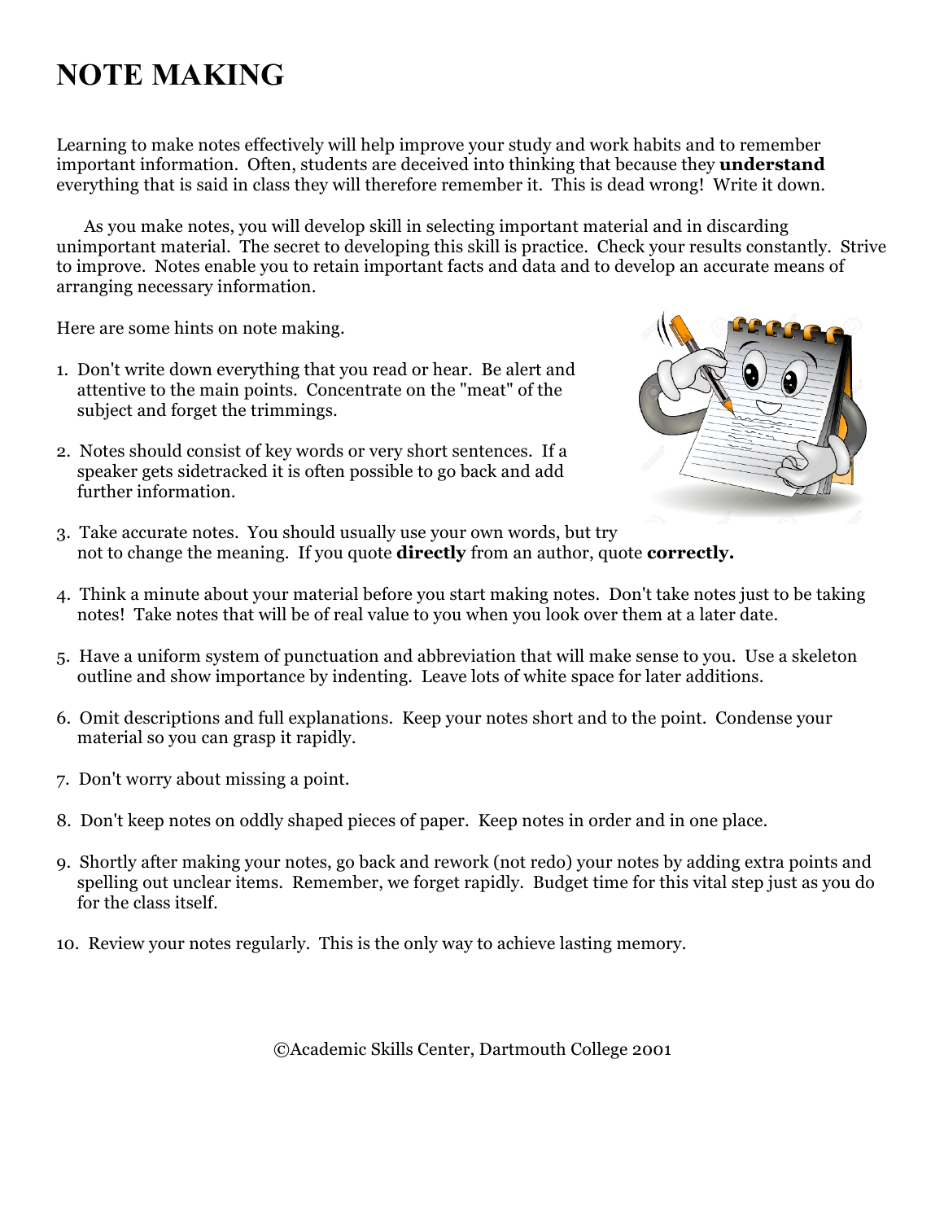# NOTE MAKING

Learning to make notes effectively will help improve your study and work habits and to remember important information. Often, students are deceived into thinking that because they **understand** everything that is said in class they will therefore remember it. This is dead wrong! Write it down.

As you make notes, you will develop skill in selecting important material and in discarding unimportant material. The secret to developing this skill is practice. Check your results constantly. Strive to improve. Notes enable you to retain important facts and data and to develop an accurate means of arranging necessary information.

Here are some hints on note making.

1. Don't write down everything that you read or hear. Be alert and attentive to the main points. Concentrate on the "meat" of the subject and forget the trimmings.
2. Notes should consist of key words or very short sentences. If a speaker gets sidetracked it is often possible to go back and add further information.
3. Take accurate notes. You should usually use your own words, but try not to change the meaning. If you quote **directly** from an author, quote **correctly.**
4. Think a minute about your material before you start making notes. Don't take notes just to be taking notes! Take notes that will be of real value to you when you look over them at a later date.
5. Have a uniform system of punctuation and abbreviation that will make sense to you. Use a skeleton outline and show importance by indenting. Leave lots of white space for later additions.
6. Omit descriptions and full explanations. Keep your notes short and to the point. Condense your material so you can grasp it rapidly.
7. Don't worry about missing a point.
8. Don't keep notes on oddly shaped pieces of paper. Keep notes in order and in one place.
9. Shortly after making your notes, go back and rework (not redo) your notes by adding extra points and spelling out unclear items. Remember, we forget rapidly. Budget time for this vital step just as you do for the class itself.
10. Review your notes regularly. This is the only way to achieve lasting memory.

©Academic Skills Center, Dartmouth College 2001